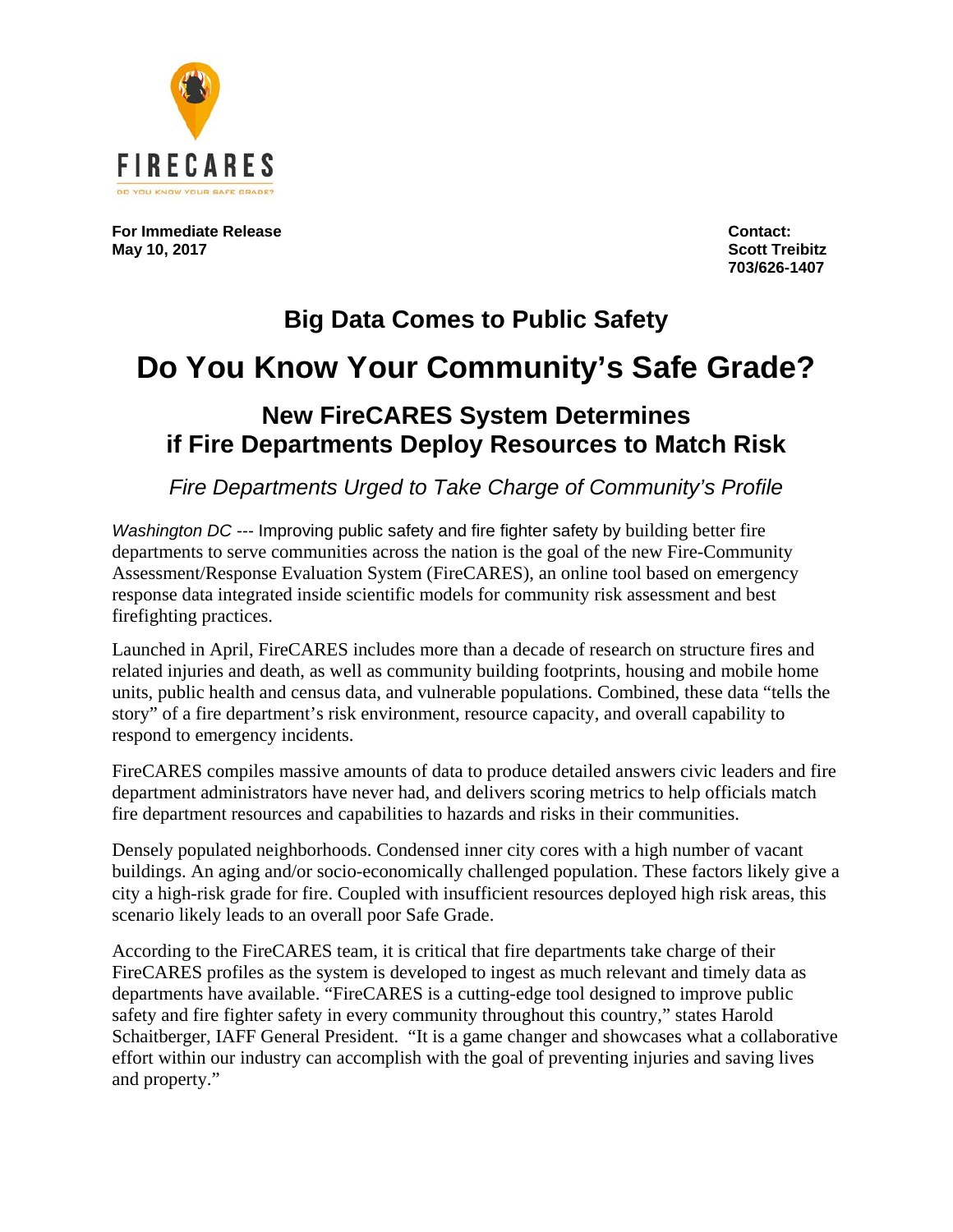FIRECARES

DO YOU KNOW YOUR SAFE GRADE?

**For Immediate Release**
**May 10, 2017**

**Contact:**
**Scott Treibitz**
**703/626-1407**

## Big Data Comes to Public Safety

# Do You Know Your Community's Safe Grade?

## New FireCARES System Determines if Fire Departments Deploy Resources to Match Risk

*Fire Departments Urged to Take Charge of Community's Profile*

*Washington DC* --- Improving public safety and fire fighter safety by building better fire departments to serve communities across the nation is the goal of the new Fire-Community Assessment/Response Evaluation System (FireCARES), an online tool based on emergency response data integrated inside scientific models for community risk assessment and best firefighting practices.

Launched in April, FireCARES includes more than a decade of research on structure fires and related injuries and death, as well as community building footprints, housing and mobile home units, public health and census data, and vulnerable populations. Combined, these data "tells the story" of a fire department's risk environment, resource capacity, and overall capability to respond to emergency incidents.

FireCARES compiles massive amounts of data to produce detailed answers civic leaders and fire department administrators have never had, and delivers scoring metrics to help officials match fire department resources and capabilities to hazards and risks in their communities.

Densely populated neighborhoods. Condensed inner city cores with a high number of vacant buildings. An aging and/or socio-economically challenged population. These factors likely give a city a high-risk grade for fire. Coupled with insufficient resources deployed high risk areas, this scenario likely leads to an overall poor Safe Grade.

According to the FireCARES team, it is critical that fire departments take charge of their FireCARES profiles as the system is developed to ingest as much relevant and timely data as departments have available. "FireCARES is a cutting-edge tool designed to improve public safety and fire fighter safety in every community throughout this country," states Harold Schaitberger, IAFF General President. "It is a game changer and showcases what a collaborative effort within our industry can accomplish with the goal of preventing injuries and saving lives and property."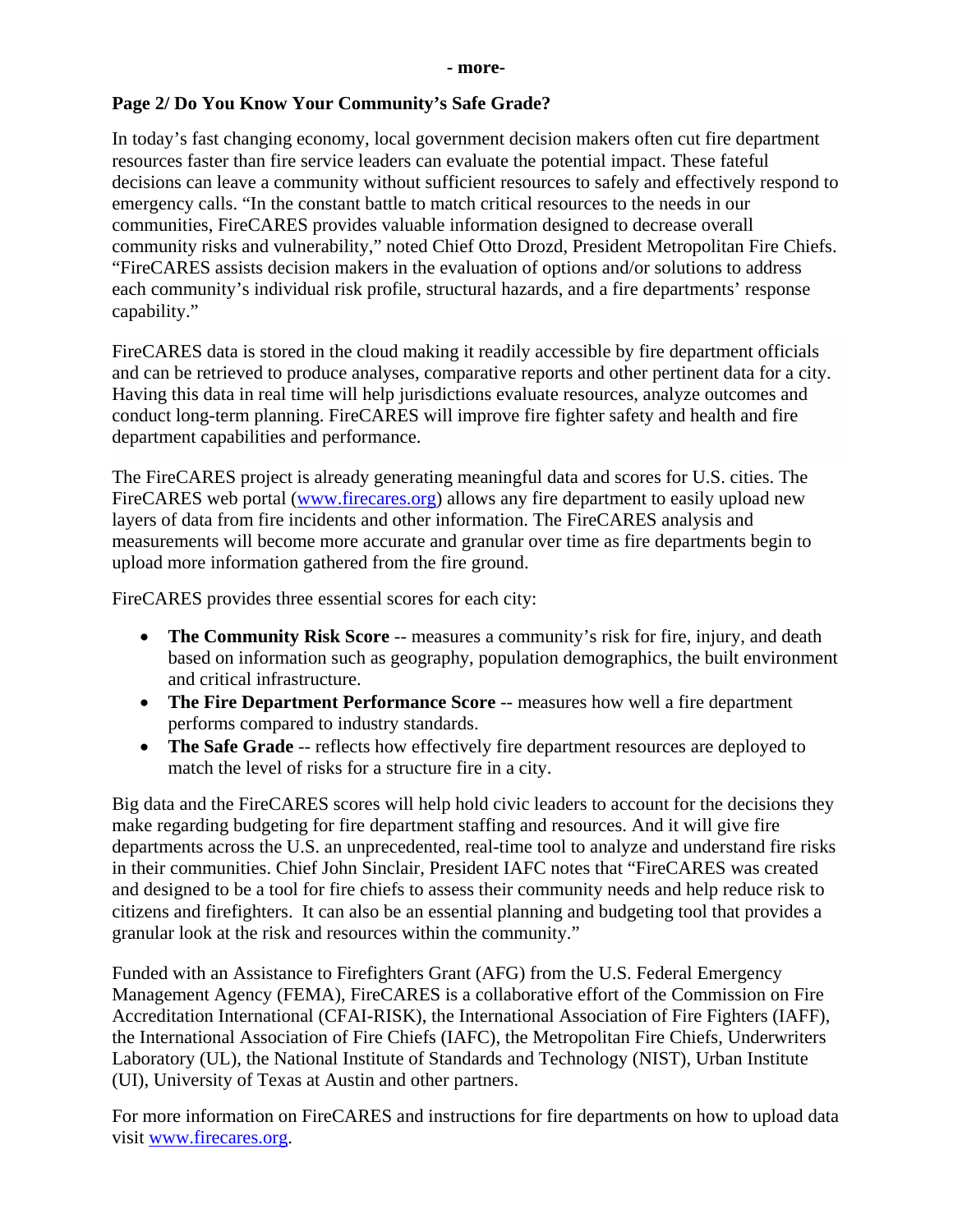- more-

**Page 2/ Do You Know Your Community's Safe Grade?**

In today's fast changing economy, local government decision makers often cut fire department resources faster than fire service leaders can evaluate the potential impact. These fateful decisions can leave a community without sufficient resources to safely and effectively respond to emergency calls. "In the constant battle to match critical resources to the needs in our communities, FireCARES provides valuable information designed to decrease overall community risks and vulnerability," noted Chief Otto Drozd, President Metropolitan Fire Chiefs. "FireCARES assists decision makers in the evaluation of options and/or solutions to address each community's individual risk profile, structural hazards, and a fire departments' response capability."

FireCARES data is stored in the cloud making it readily accessible by fire department officials and can be retrieved to produce analyses, comparative reports and other pertinent data for a city. Having this data in real time will help jurisdictions evaluate resources, analyze outcomes and conduct long-term planning. FireCARES will improve fire fighter safety and health and fire department capabilities and performance.

The FireCARES project is already generating meaningful data and scores for U.S. cities. The FireCARES web portal (www.firecares.org) allows any fire department to easily upload new layers of data from fire incidents and other information. The FireCARES analysis and measurements will become more accurate and granular over time as fire departments begin to upload more information gathered from the fire ground.

FireCARES provides three essential scores for each city:

- **The Community Risk Score** -- measures a community's risk for fire, injury, and death based on information such as geography, population demographics, the built environment and critical infrastructure.
- **The Fire Department Performance Score** -- measures how well a fire department performs compared to industry standards.
- **The Safe Grade** -- reflects how effectively fire department resources are deployed to match the level of risks for a structure fire in a city.

Big data and the FireCARES scores will help hold civic leaders to account for the decisions they make regarding budgeting for fire department staffing and resources. And it will give fire departments across the U.S. an unprecedented, real-time tool to analyze and understand fire risks in their communities. Chief John Sinclair, President IAFC notes that "FireCARES was created and designed to be a tool for fire chiefs to assess their community needs and help reduce risk to citizens and firefighters. It can also be an essential planning and budgeting tool that provides a granular look at the risk and resources within the community."

Funded with an Assistance to Firefighters Grant (AFG) from the U.S. Federal Emergency Management Agency (FEMA), FireCARES is a collaborative effort of the Commission on Fire Accreditation International (CFAI-RISK), the International Association of Fire Fighters (IAFF), the International Association of Fire Chiefs (IAFC), the Metropolitan Fire Chiefs, Underwriters Laboratory (UL), the National Institute of Standards and Technology (NIST), Urban Institute (UI), University of Texas at Austin and other partners.

For more information on FireCARES and instructions for fire departments on how to upload data visit www.firecares.org.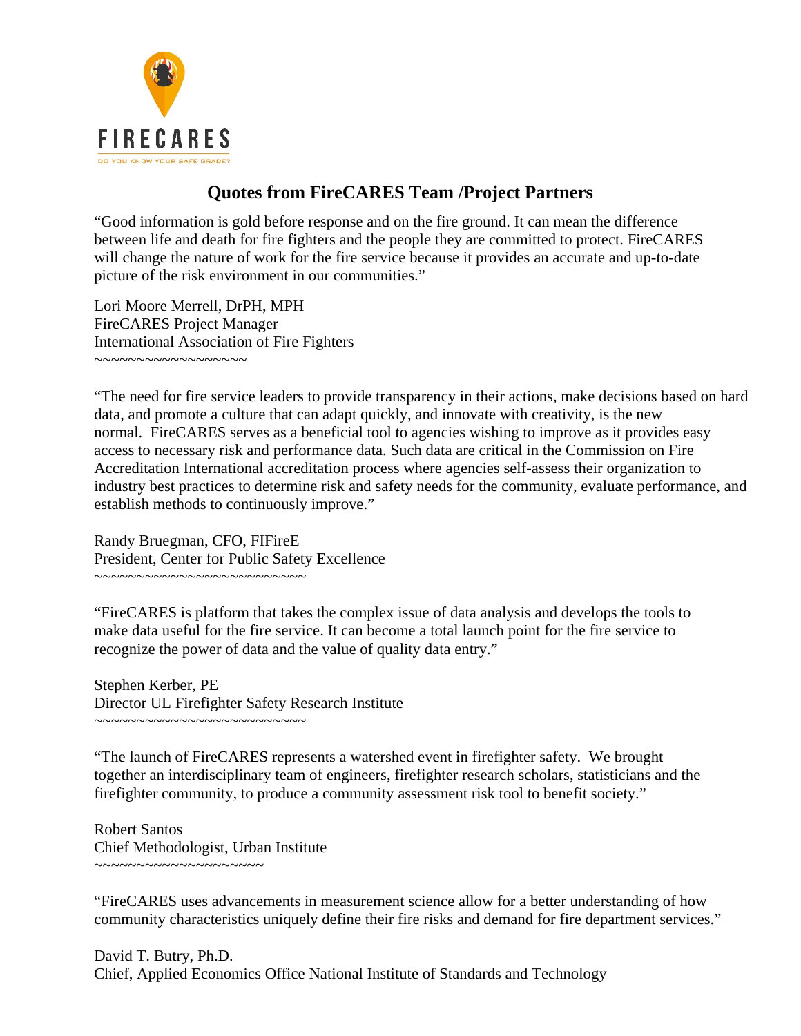FIRECARES

DO YOU KNOW YOUR SAFE GRADE?

# Quotes from FireCARES Team /Project Partners

"Good information is gold before response and on the fire ground. It can mean the difference between life and death for fire fighters and the people they are committed to protect. FireCARES will change the nature of work for the fire service because it provides an accurate and up-to-date picture of the risk environment in our communities."

Lori Moore Merrell, DrPH, MPH
FireCARES Project Manager
International Association of Fire Fighters
~~~~~~~~~~~~~~~~~~

"The need for fire service leaders to provide transparency in their actions, make decisions based on hard data, and promote a culture that can adapt quickly, and innovate with creativity, is the new normal. FireCARES serves as a beneficial tool to agencies wishing to improve as it provides easy access to necessary risk and performance data. Such data are critical in the Commission on Fire Accreditation International accreditation process where agencies self-assess their organization to industry best practices to determine risk and safety needs for the community, evaluate performance, and establish methods to continuously improve."

Randy Bruegman, CFO, FIFireE
President, Center for Public Safety Excellence
~~~~~~~~~~~~~~~~~~~~~~~~~

"FireCARES is platform that takes the complex issue of data analysis and develops the tools to make data useful for the fire service. It can become a total launch point for the fire service to recognize the power of data and the value of quality data entry."

Stephen Kerber, PE
Director UL Firefighter Safety Research Institute
~~~~~~~~~~~~~~~~~~~~~~~~~

"The launch of FireCARES represents a watershed event in firefighter safety. We brought together an interdisciplinary team of engineers, firefighter research scholars, statisticians and the firefighter community, to produce a community assessment risk tool to benefit society."

Robert Santos
Chief Methodologist, Urban Institute
~~~~~~~~~~~~~~~~~~~~

"FireCARES uses advancements in measurement science allow for a better understanding of how community characteristics uniquely define their fire risks and demand for fire department services."

David T. Butry, Ph.D.
Chief, Applied Economics Office National Institute of Standards and Technology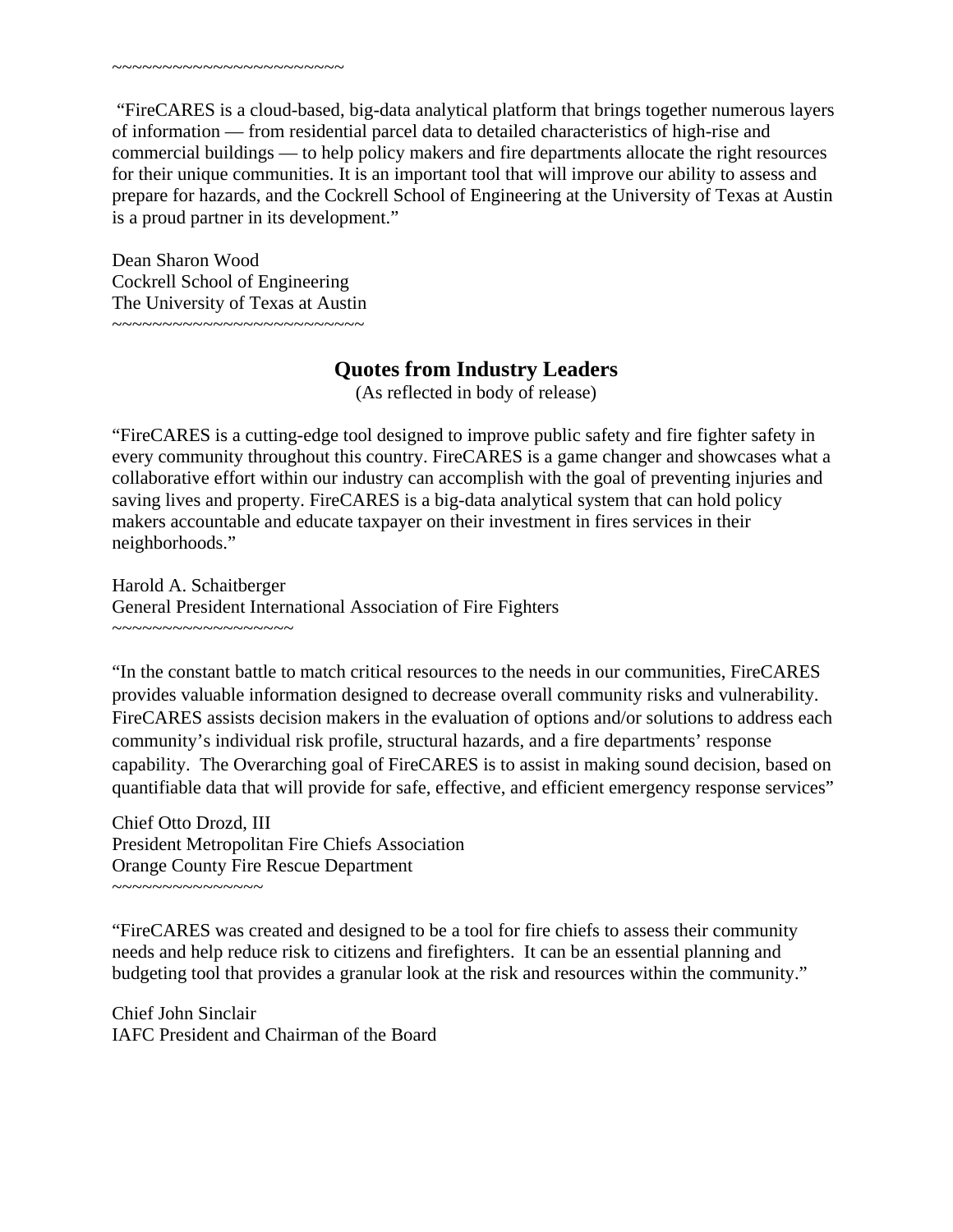~~~~~~~~~~~~~~~~~~~~~~~~

"FireCARES is a cloud-based, big-data analytical platform that brings together numerous layers of information — from residential parcel data to detailed characteristics of high-rise and commercial buildings — to help policy makers and fire departments allocate the right resources for their unique communities. It is an important tool that will improve our ability to assess and prepare for hazards, and the Cockrell School of Engineering at the University of Texas at Austin is a proud partner in its development."

Dean Sharon Wood  
Cockrell School of Engineering  
The University of Texas at Austin  
~~~~~~~~~~~~~~~~~~~~~~~~~~

## Quotes from Industry Leaders

(As reflected in body of release)

"FireCARES is a cutting-edge tool designed to improve public safety and fire fighter safety in every community throughout this country. FireCARES is a game changer and showcases what a collaborative effort within our industry can accomplish with the goal of preventing injuries and saving lives and property. FireCARES is a big-data analytical system that can hold policy makers accountable and educate taxpayer on their investment in fires services in their neighborhoods."

Harold A. Schaitberger  
General President International Association of Fire Fighters  
~~~~~~~~~~~~~~~~~~

"In the constant battle to match critical resources to the needs in our communities, FireCARES provides valuable information designed to decrease overall community risks and vulnerability. FireCARES assists decision makers in the evaluation of options and/or solutions to address each community's individual risk profile, structural hazards, and a fire departments' response capability. The Overarching goal of FireCARES is to assist in making sound decision, based on quantifiable data that will provide for safe, effective, and efficient emergency response services"

Chief Otto Drozd, III  
President Metropolitan Fire Chiefs Association  
Orange County Fire Rescue Department  
~~~~~~~~~~~~~~~

"FireCARES was created and designed to be a tool for fire chiefs to assess their community needs and help reduce risk to citizens and firefighters. It can be an essential planning and budgeting tool that provides a granular look at the risk and resources within the community."

Chief John Sinclair  
IAFC President and Chairman of the Board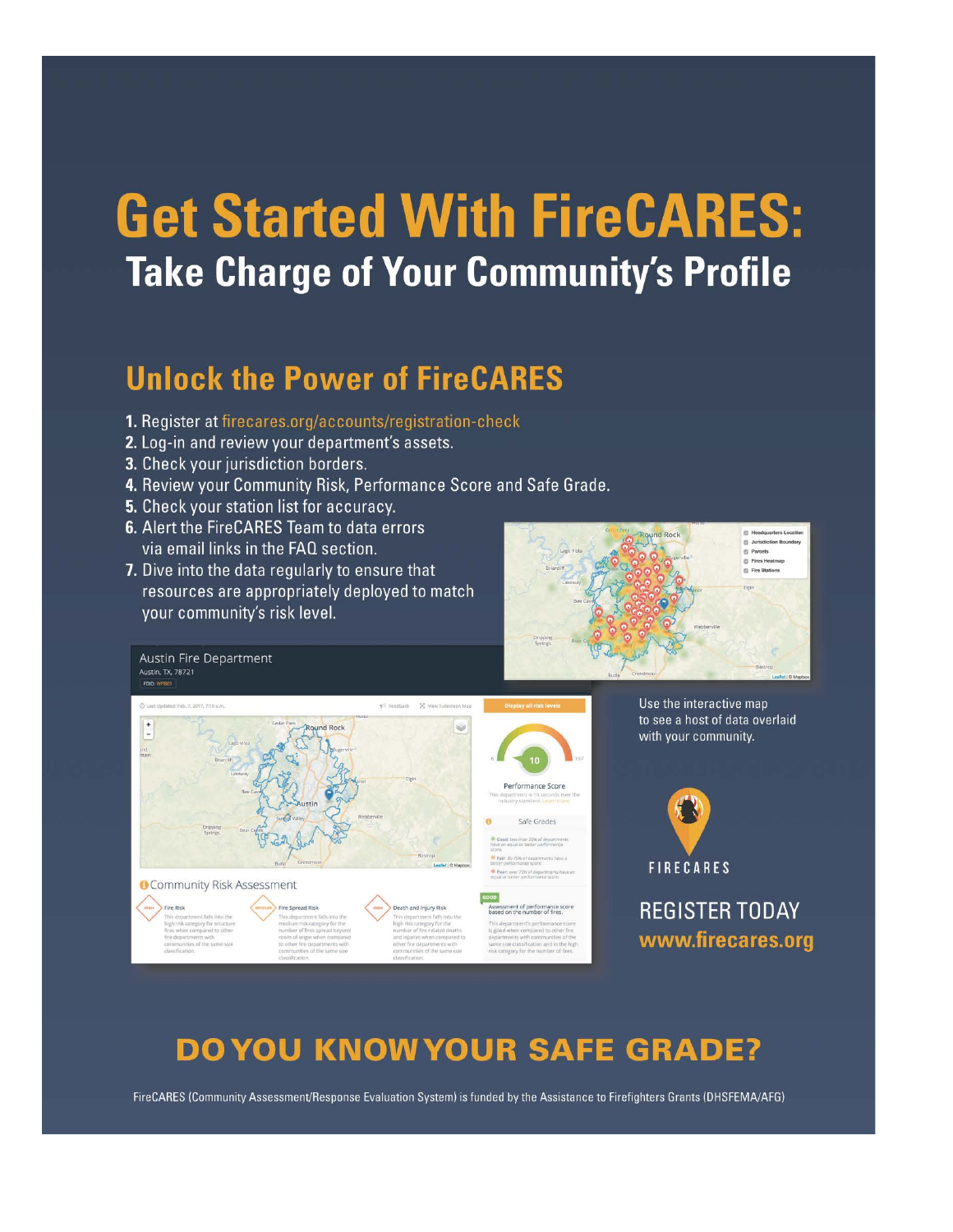# Get Started With FireCARES:

## Take Charge of Your Community's Profile

## Unlock the Power of FireCARES

1. Register at firecares.org/accounts/registration-check
2. Log-in and review your department's assets.
3. Check your jurisdiction borders.
4. Review your Community Risk, Performance Score and Safe Grade.
5. Check your station list for accuracy.
6. Alert the FireCARES Team to data errors via email links in the FAQ section.
7. Dive into the data regularly to ensure that resources are appropriately deployed to match your community's risk level.

Use the interactive map to see a host of data overlaid with your community.

FIRECARES

REGISTER TODAY

www.firecares.org

## DO YOU KNOW YOUR SAFE GRADE?

FireCARES (Community Assessment/Response Evaluation System) is funded by the Assistance to Firefighters Grants (DHSFEMA/AFG)